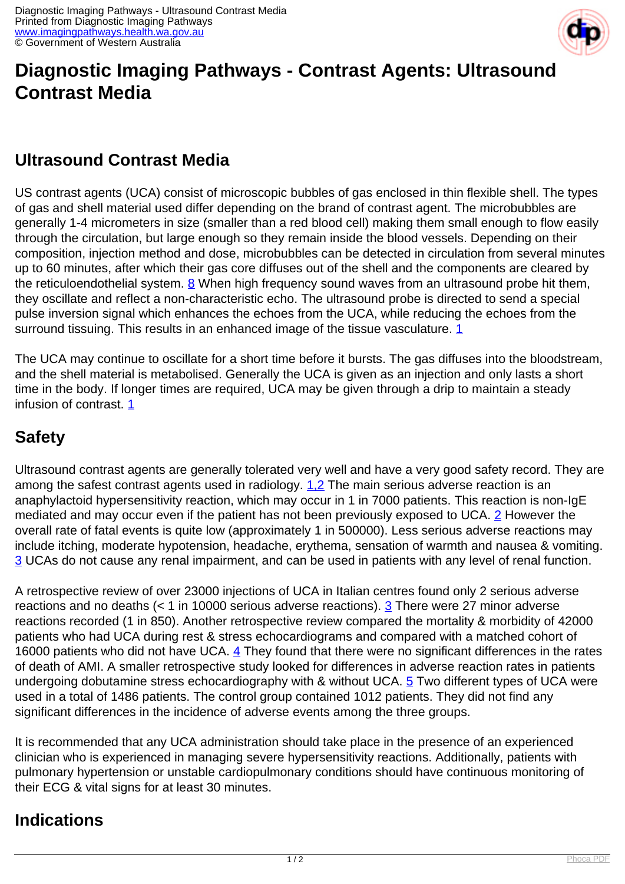# Diagnostic Imaging Pathways - Contrast Agents: Ultrasound Contrast Media

## Ultrasound Contrast Media

US contrast agents (UCA) consist of microscopic bubbles of gas enclosed in thin flexible shell. The types of gas and shell material used differ depending on the brand of contrast agent. The microbubbles are generally 1-4 micrometers in size (smaller than a red blood cell) making them small enough to flow easily through the circulation, but large enough so they remain inside the blood vessels. Depending on their composition, injection method and dose, microbubbles can be detected in circulation from several minutes up to 60 minutes, after which their gas core diffuses out of the shell and the components are cleared by the reticuloendothelial system. 8 When high frequency sound waves from an ultrasound probe hit them, they oscillate and reflect a non-characteristic echo. The ultrasound probe is directed to send a special pulse inversion signal which enhances the echoes from the UCA, while reducing the echoes from the surround tissuing. This results in an enhanced image of the tissue vasculature. 1

The UCA may continue to oscillate for a short time before it bursts. The gas diffuses into the bloodstream, and the shell material is metabolised. Generally the UCA is given as an injection and only lasts a short time in the body. If longer times are required, UCA may be given through a drip to maintain a steady infusion of contrast. 1

## Safety

Ultrasound contrast agents are generally tolerated very well and have a very good safety record. They are among the safest contrast agents used in radiology. 1,2 The main serious adverse reaction is an anaphylactoid hypersensitivity reaction, which may occur in 1 in 7000 patients. This reaction is non-IgE mediated and may occur even if the patient has not been previously exposed to UCA. 2 However the overall rate of fatal events is quite low (approximately 1 in 500000). Less serious adverse reactions may include itching, moderate hypotension, headache, erythema, sensation of warmth and nausea & vomiting. 3 UCAs do not cause any renal impairment, and can be used in patients with any level of renal function.

A retrospective review of over 23000 injections of UCA in Italian centres found only 2 serious adverse reactions and no deaths (< 1 in 10000 serious adverse reactions). 3 There were 27 minor adverse reactions recorded (1 in 850). Another retrospective review compared the mortality & morbidity of 42000 patients who had UCA during rest & stress echocardiograms and compared with a matched cohort of 16000 patients who did not have UCA. 4 They found that there were no significant differences in the rates of death of AMI. A smaller retrospective study looked for differences in adverse reaction rates in patients undergoing dobutamine stress echocardiography with & without UCA. 5 Two different types of UCA were used in a total of 1486 patients. The control group contained 1012 patients. They did not find any significant differences in the incidence of adverse events among the three groups.

It is recommended that any UCA administration should take place in the presence of an experienced clinician who is experienced in managing severe hypersensitivity reactions. Additionally, patients with pulmonary hypertension or unstable cardiopulmonary conditions should have continuous monitoring of their ECG & vital signs for at least 30 minutes.

## Indications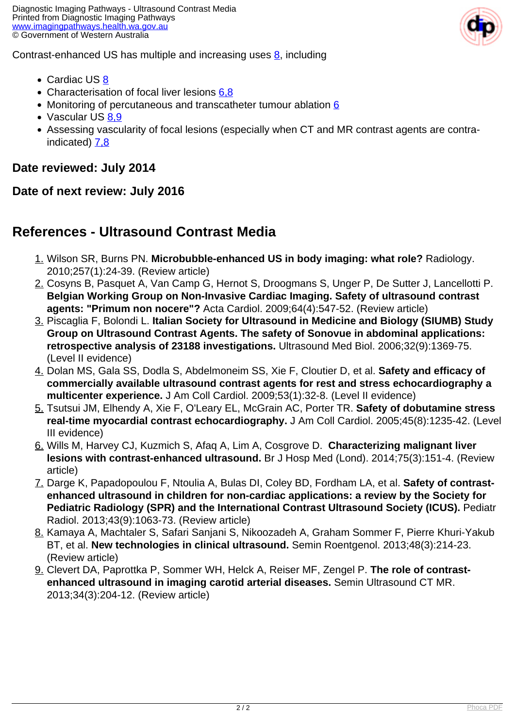Contrast-enhanced US has multiple and increasing uses [8], including

- Cardiac US [8]
- Characterisation of focal liver lesions [6,8]
- Monitoring of percutaneous and transcatheter tumour ablation [6]
- Vascular US [8,9]
- Assessing vascularity of focal lesions (especially when CT and MR contrast agents are contra-indicated) [7,8]

**Date reviewed: July 2014**

**Date of next review: July 2016**

## References - Ultrasound Contrast Media

1. Wilson SR, Burns PN. **Microbubble-enhanced US in body imaging: what role?** Radiology. 2010;257(1):24-39. (Review article)
2. Cosyns B, Pasquet A, Van Camp G, Hernot S, Droogmans S, Unger P, De Sutter J, Lancellotti P. **Belgian Working Group on Non-Invasive Cardiac Imaging. Safety of ultrasound contrast agents: "Primum non nocere"?** Acta Cardiol. 2009;64(4):547-52. (Review article)
3. Piscaglia F, Bolondi L. **Italian Society for Ultrasound in Medicine and Biology (SIUMB) Study Group on Ultrasound Contrast Agents. The safety of Sonovue in abdominal applications: retrospective analysis of 23188 investigations.** Ultrasound Med Biol. 2006;32(9):1369-75. (Level II evidence)
4. Dolan MS, Gala SS, Dodla S, Abdelmoneim SS, Xie F, Cloutier D, et al. **Safety and efficacy of commercially available ultrasound contrast agents for rest and stress echocardiography a multicenter experience.** J Am Coll Cardiol. 2009;53(1):32-8. (Level II evidence)
5. Tsutsui JM, Elhendy A, Xie F, O'Leary EL, McGrain AC, Porter TR. **Safety of dobutamine stress real-time myocardial contrast echocardiography.** J Am Coll Cardiol. 2005;45(8):1235-42. (Level III evidence)
6. Wills M, Harvey CJ, Kuzmich S, Afaq A, Lim A, Cosgrove D. **Characterizing malignant liver lesions with contrast-enhanced ultrasound.** Br J Hosp Med (Lond). 2014;75(3):151-4. (Review article)
7. Darge K, Papadopoulou F, Ntoulia A, Bulas DI, Coley BD, Fordham LA, et al. **Safety of contrast-enhanced ultrasound in children for non-cardiac applications: a review by the Society for Pediatric Radiology (SPR) and the International Contrast Ultrasound Society (ICUS).** Pediatr Radiol. 2013;43(9):1063-73. (Review article)
8. Kamaya A, Machtaler S, Safari Sanjani S, Nikoozadeh A, Graham Sommer F, Pierre Khuri-Yakub BT, et al. **New technologies in clinical ultrasound.** Semin Roentgenol. 2013;48(3):214-23. (Review article)
9. Clevert DA, Paprottka P, Sommer WH, Helck A, Reiser MF, Zengel P. **The role of contrast-enhanced ultrasound in imaging carotid arterial diseases.** Semin Ultrasound CT MR. 2013;34(3):204-12. (Review article)